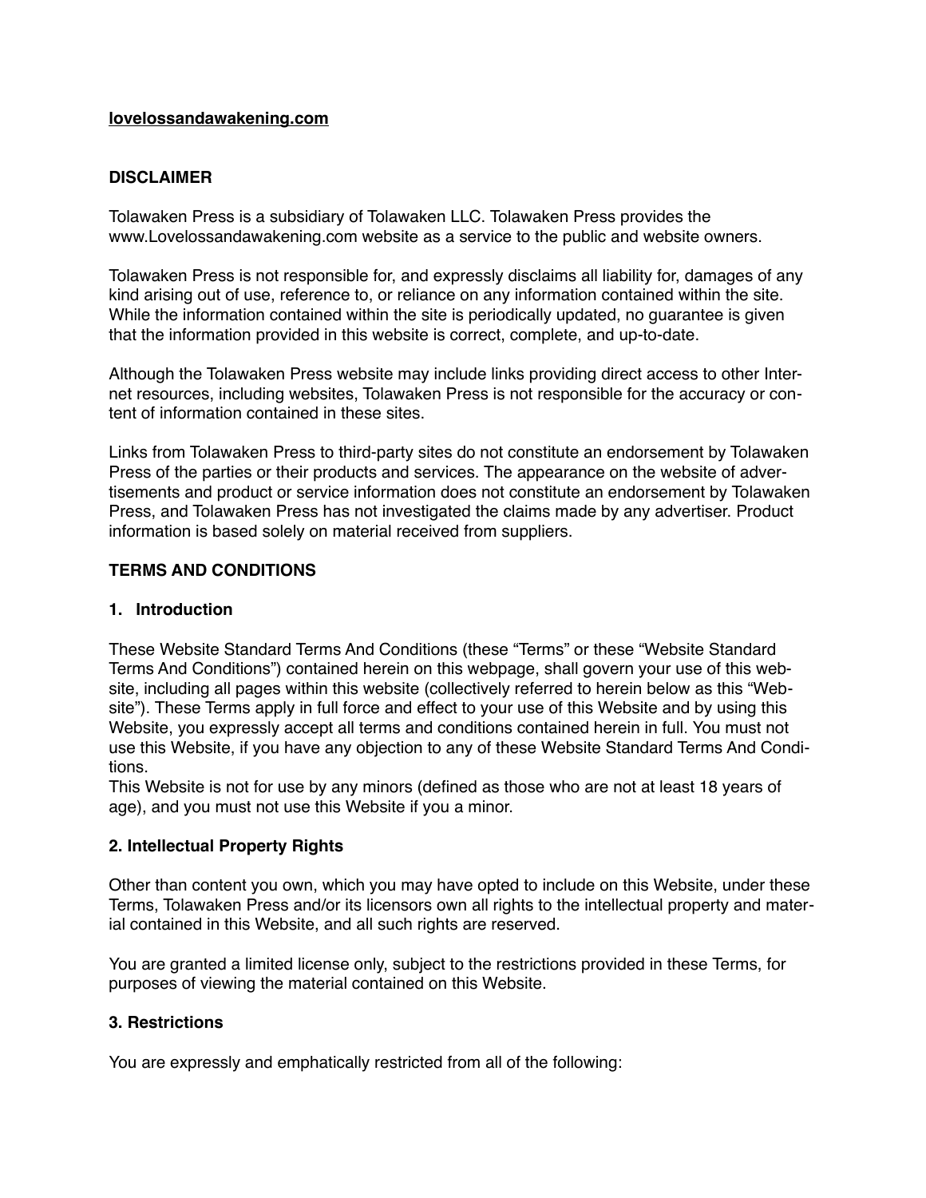**lovelossandawakening.com**

## DISCLAIMER

Tolawaken Press is a subsidiary of Tolawaken LLC. Tolawaken Press provides the www.Lovelossandawakening.com website as a service to the public and website owners.

Tolawaken Press is not responsible for, and expressly disclaims all liability for, damages of any kind arising out of use, reference to, or reliance on any information contained within the site. While the information contained within the site is periodically updated, no guarantee is given that the information provided in this website is correct, complete, and up-to-date.

Although the Tolawaken Press website may include links providing direct access to other Internet resources, including websites, Tolawaken Press is not responsible for the accuracy or content of information contained in these sites.

Links from Tolawaken Press to third-party sites do not constitute an endorsement by Tolawaken Press of the parties or their products and services. The appearance on the website of advertisements and product or service information does not constitute an endorsement by Tolawaken Press, and Tolawaken Press has not investigated the claims made by any advertiser. Product information is based solely on material received from suppliers.

## TERMS AND CONDITIONS

### 1. Introduction

These Website Standard Terms And Conditions (these “Terms” or these “Website Standard Terms And Conditions”) contained herein on this webpage, shall govern your use of this website, including all pages within this website (collectively referred to herein below as this “Website”). These Terms apply in full force and effect to your use of this Website and by using this Website, you expressly accept all terms and conditions contained herein in full. You must not use this Website, if you have any objection to any of these Website Standard Terms And Conditions.
This Website is not for use by any minors (defined as those who are not at least 18 years of age), and you must not use this Website if you a minor.

### 2. Intellectual Property Rights

Other than content you own, which you may have opted to include on this Website, under these Terms, Tolawaken Press and/or its licensors own all rights to the intellectual property and material contained in this Website, and all such rights are reserved.

You are granted a limited license only, subject to the restrictions provided in these Terms, for purposes of viewing the material contained on this Website.

### 3. Restrictions

You are expressly and emphatically restricted from all of the following: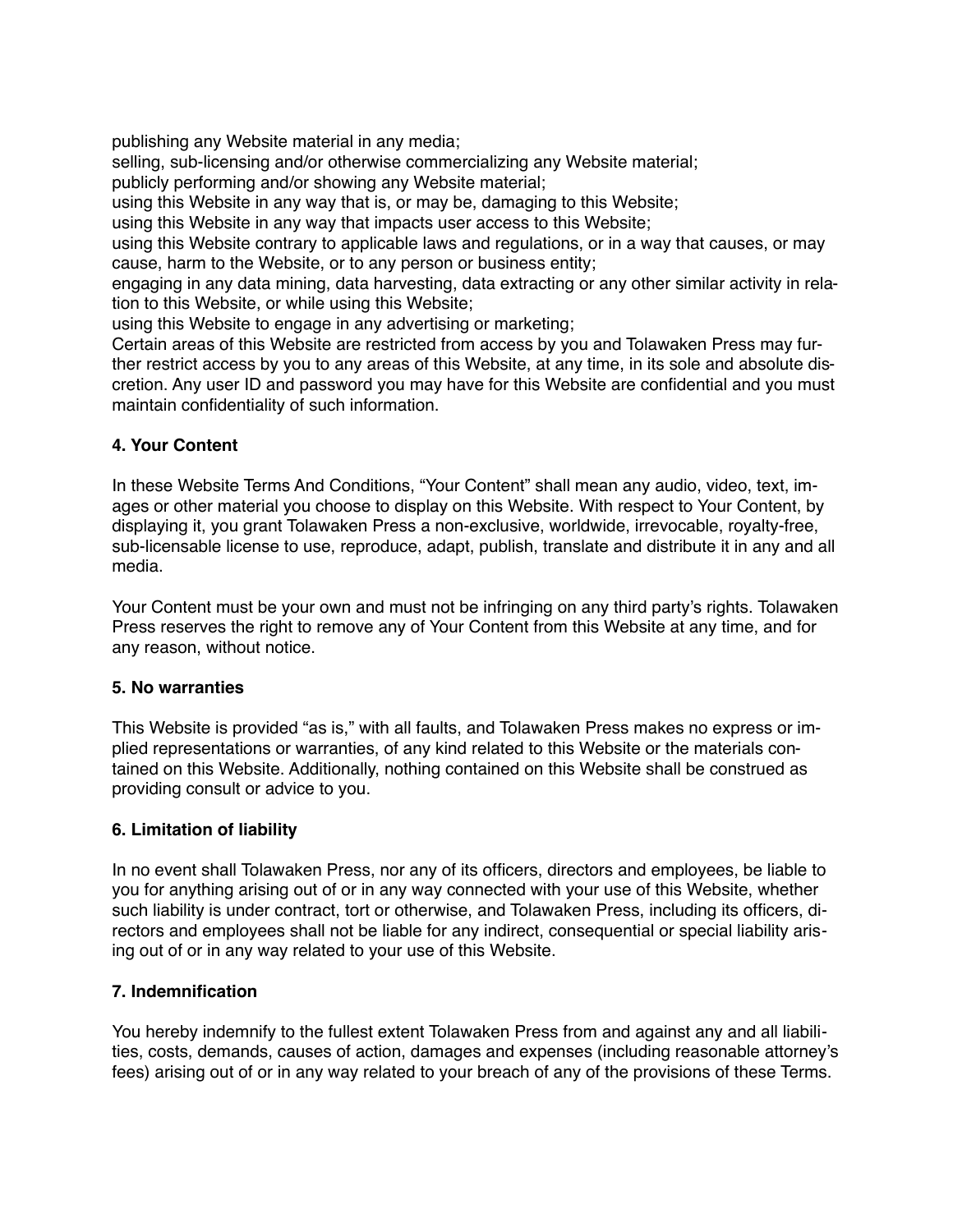publishing any Website material in any media;
selling, sub-licensing and/or otherwise commercializing any Website material;
publicly performing and/or showing any Website material;
using this Website in any way that is, or may be, damaging to this Website;
using this Website in any way that impacts user access to this Website;
using this Website contrary to applicable laws and regulations, or in a way that causes, or may cause, harm to the Website, or to any person or business entity;
engaging in any data mining, data harvesting, data extracting or any other similar activity in relation to this Website, or while using this Website;
using this Website to engage in any advertising or marketing;
Certain areas of this Website are restricted from access by you and Tolawaken Press may further restrict access by you to any areas of this Website, at any time, in its sole and absolute discretion. Any user ID and password you may have for this Website are confidential and you must maintain confidentiality of such information.

**4. Your Content**

In these Website Terms And Conditions, "Your Content" shall mean any audio, video, text, images or other material you choose to display on this Website. With respect to Your Content, by displaying it, you grant Tolawaken Press a non-exclusive, worldwide, irrevocable, royalty-free, sub-licensable license to use, reproduce, adapt, publish, translate and distribute it in any and all media.

Your Content must be your own and must not be infringing on any third party's rights. Tolawaken Press reserves the right to remove any of Your Content from this Website at any time, and for any reason, without notice.

**5. No warranties**

This Website is provided "as is," with all faults, and Tolawaken Press makes no express or implied representations or warranties, of any kind related to this Website or the materials contained on this Website. Additionally, nothing contained on this Website shall be construed as providing consult or advice to you.

**6. Limitation of liability**

In no event shall Tolawaken Press, nor any of its officers, directors and employees, be liable to you for anything arising out of or in any way connected with your use of this Website, whether such liability is under contract, tort or otherwise, and Tolawaken Press, including its officers, directors and employees shall not be liable for any indirect, consequential or special liability arising out of or in any way related to your use of this Website.

**7. Indemnification**

You hereby indemnify to the fullest extent Tolawaken Press from and against any and all liabilities, costs, demands, causes of action, damages and expenses (including reasonable attorney's fees) arising out of or in any way related to your breach of any of the provisions of these Terms.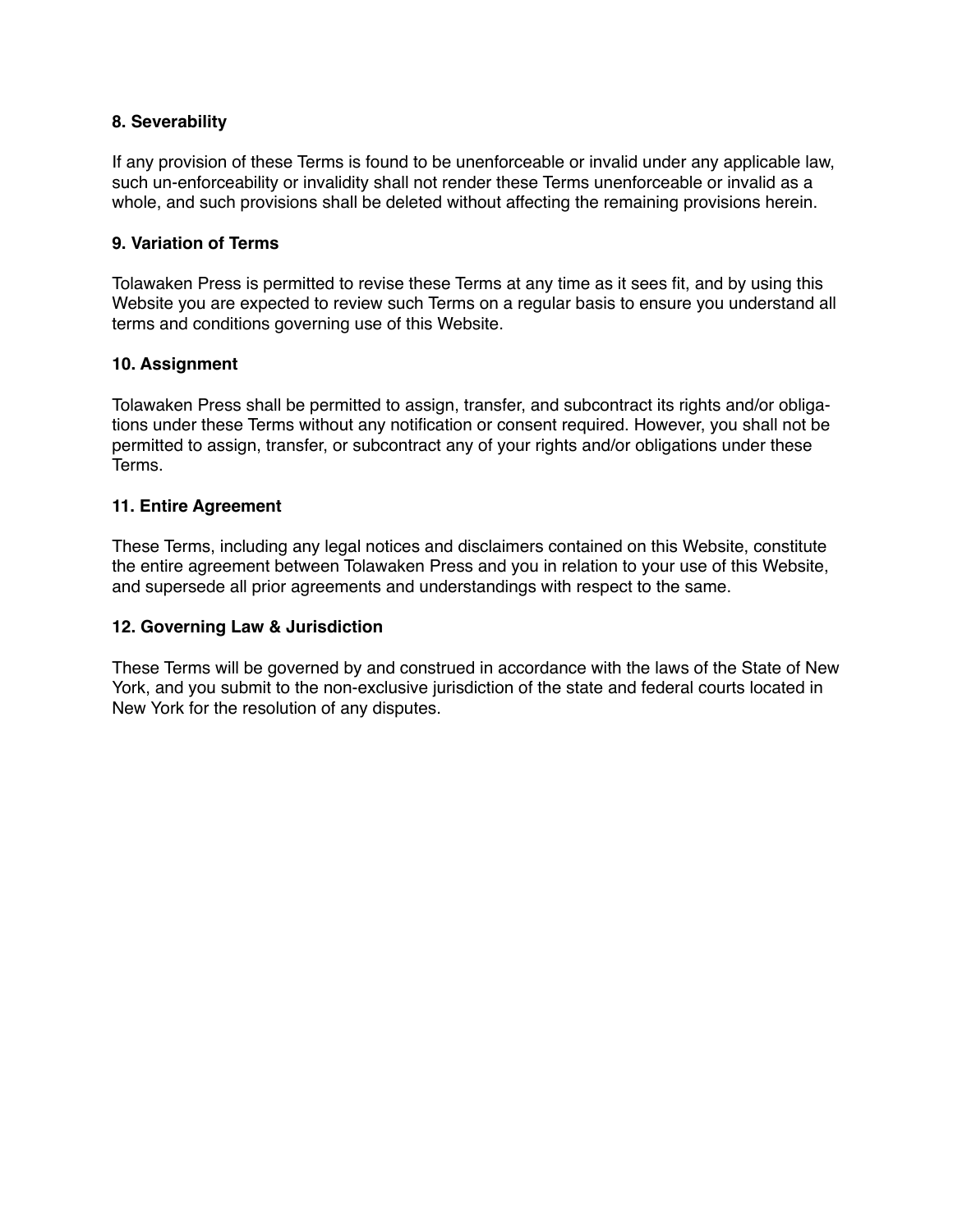**8. Severability**

If any provision of these Terms is found to be unenforceable or invalid under any applicable law, such un-enforceability or invalidity shall not render these Terms unenforceable or invalid as a whole, and such provisions shall be deleted without affecting the remaining provisions herein.

**9. Variation of Terms**

Tolawaken Press is permitted to revise these Terms at any time as it sees fit, and by using this Website you are expected to review such Terms on a regular basis to ensure you understand all terms and conditions governing use of this Website.

**10. Assignment**

Tolawaken Press shall be permitted to assign, transfer, and subcontract its rights and/or obligations under these Terms without any notification or consent required. However, you shall not be permitted to assign, transfer, or subcontract any of your rights and/or obligations under these Terms.

**11. Entire Agreement**

These Terms, including any legal notices and disclaimers contained on this Website, constitute the entire agreement between Tolawaken Press and you in relation to your use of this Website, and supersede all prior agreements and understandings with respect to the same.

**12. Governing Law & Jurisdiction**

These Terms will be governed by and construed in accordance with the laws of the State of New York, and you submit to the non-exclusive jurisdiction of the state and federal courts located in New York for the resolution of any disputes.